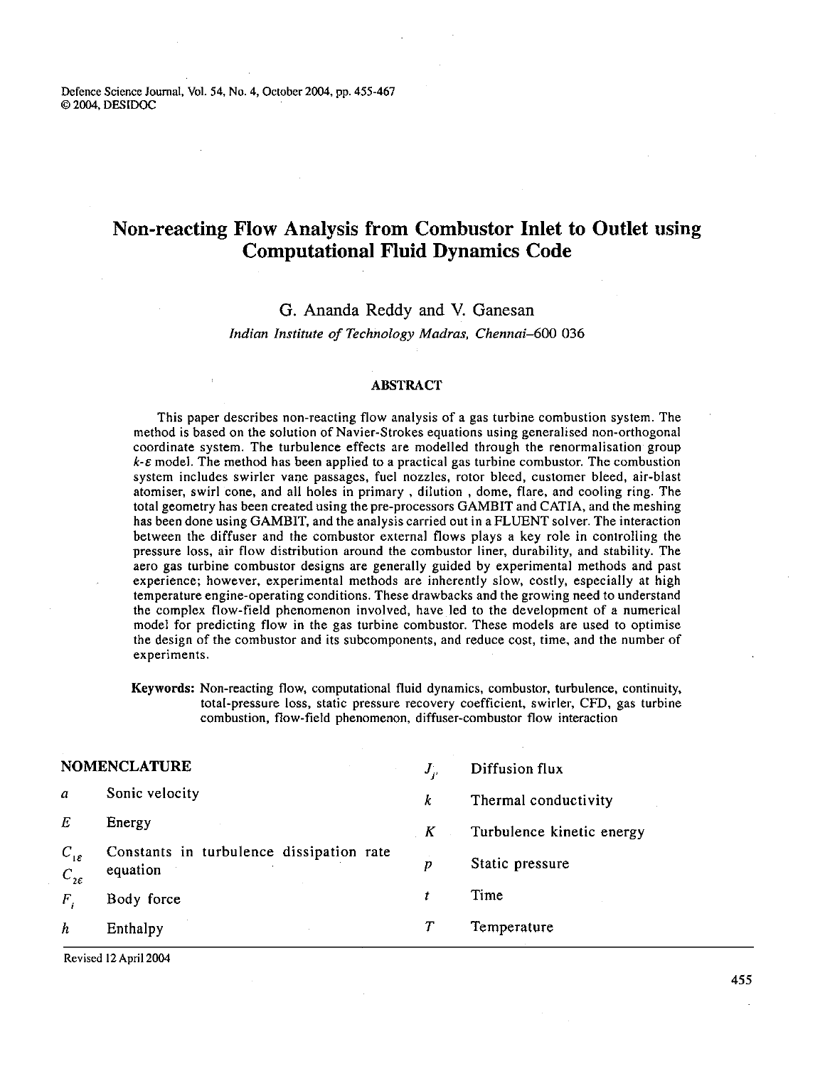# Non-reacting Flow Analysis from Combustor Inlet to Outlet using Computational Fluid Dynamics Code

G. Ananda Reddy and V. Ganesan

*Indian Institute of Technology Madras, Chennai–600 036*

## ABSTRACT

This paper describes non-reacting flow analysis of a gas turbine combustion system. The method is based on the solution of Navier-Strokes equations using generalised non-orthogonal coordinate system. The turbulence effects are modelled through the renormalisation group $k$-$\varepsilon$ model. The method has been applied to a practical gas turbine combustor. The combustion system includes swirler vane passages, fuel nozzles, rotor bleed, customer bleed, air-blast atomiser, swirl cone, and all holes in primary , dilution , dome, flare, and cooling ring. The total geometry has been created using the pre-processors GAMBIT and CATIA, and the meshing has been done using GAMBIT, and the analysis carried out in a FLUENT solver. The interaction between the diffuser and the combustor external flows plays a key role in controlling the pressure loss, air flow distribution around the combustor liner, durability, and stability. The aero gas turbine combustor designs are generally guided by experimental methods and past experience; however, experimental methods are inherently slow, costly, especially at high temperature engine-operating conditions. These drawbacks and the growing need to understand the complex flow-field phenomenon involved, have led to the development of a numerical model for predicting flow in the gas turbine combustor. These models are used to optimise the design of the combustor and its subcomponents, and reduce cost, time, and the number of experiments.

**Keywords:** Non-reacting flow, computational fluid dynamics, combustor, turbulence, continuity, total-pressure loss, static pressure recovery coefficient, swirler, CFD, gas turbine combustion, flow-field phenomenon, diffuser-combustor flow interaction

## NOMENCLATURE

| | |
|---|---|
| $a$ | Sonic velocity |
| $E$ | Energy |
| $C_{1\varepsilon}$, $C_{2\varepsilon}$ | Constants in turbulence dissipation rate equation |
| $F_i$ | Body force |
| $h$ | Enthalpy |
| $J_{j'}$ | Diffusion flux |
| $k$ | Thermal conductivity |
| $K$ | Turbulence kinetic energy |
| $p$ | Static pressure |
| $t$ | Time |
| $T$ | Temperature |

Revised 12 April 2004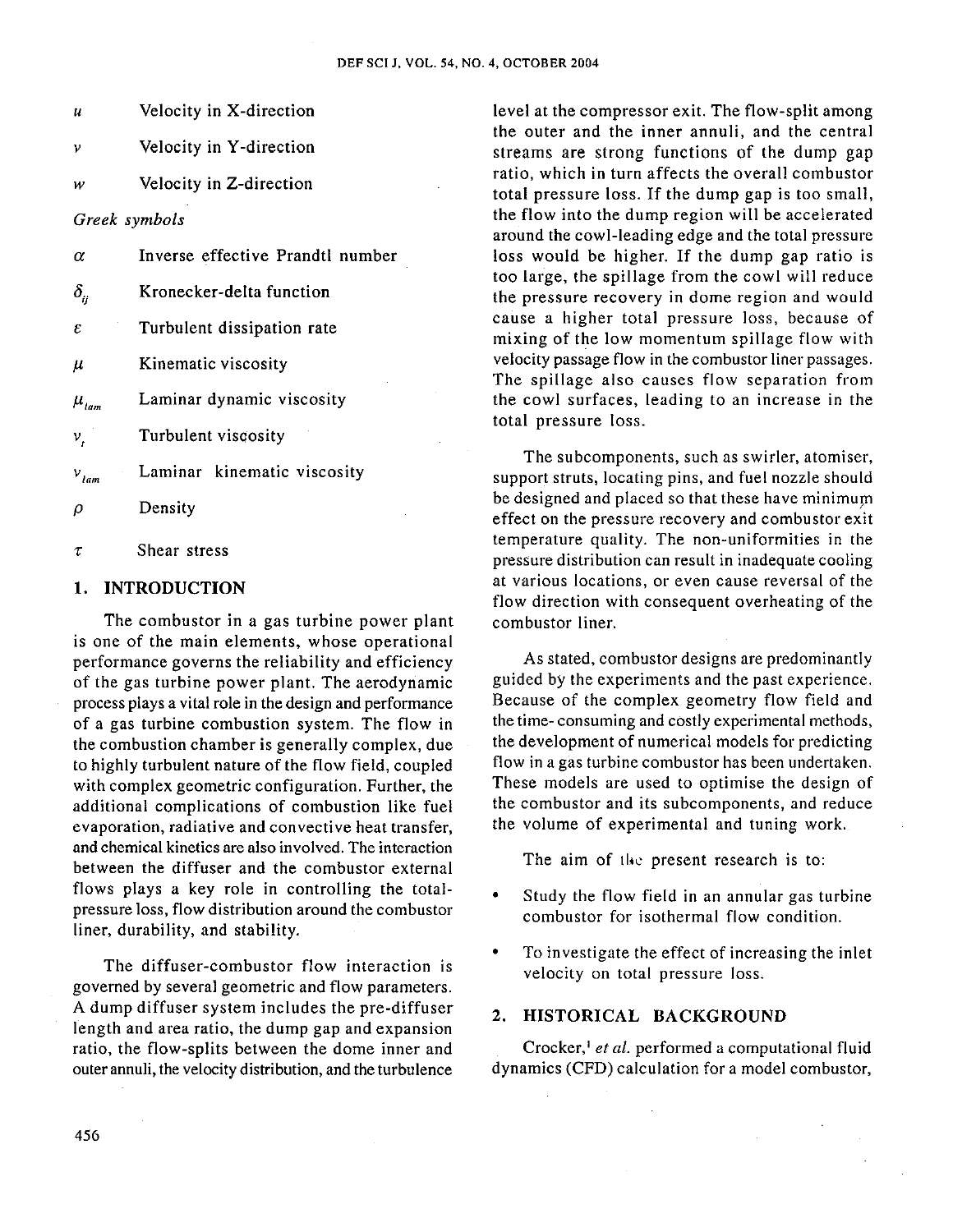| | |
|---|---|
| $u$ | Velocity in X-direction |
| $v$ | Velocity in Y-direction |
| $w$ | Velocity in Z-direction |

*Greek symbols*

| | |
|---|---|
| $\alpha$ | Inverse effective Prandtl number |
| $\delta_{ij}$ | Kronecker-delta function |
| $\varepsilon$ | Turbulent dissipation rate |
| $\mu$ | Kinematic viscosity |
| $\mu_{lam}$ | Laminar dynamic viscosity |
| $v_t$ | Turbulent viscosity |
| $v_{lam}$ | Laminar kinematic viscosity |
| $\rho$ | Density |
| $\tau$ | Shear stress |

## 1. INTRODUCTION

The combustor in a gas turbine power plant is one of the main elements, whose operational performance governs the reliability and efficiency of the gas turbine power plant. The aerodynamic process plays a vital role in the design and performance of a gas turbine combustion system. The flow in the combustion chamber is generally complex, due to highly turbulent nature of the flow field, coupled with complex geometric configuration. Further, the additional complications of combustion like fuel evaporation, radiative and convective heat transfer, and chemical kinetics are also involved. The interaction between the diffuser and the combustor external flows plays a key role in controlling the total-pressure loss, flow distribution around the combustor liner, durability, and stability.

The diffuser-combustor flow interaction is governed by several geometric and flow parameters. A dump diffuser system includes the pre-diffuser length and area ratio, the dump gap and expansion ratio, the flow-splits between the dome inner and outer annuli, the velocity distribution, and the turbulence level at the compressor exit. The flow-split among the outer and the inner annuli, and the central streams are strong functions of the dump gap ratio, which in turn affects the overall combustor total pressure loss. If the dump gap is too small, the flow into the dump region will be accelerated around the cowl-leading edge and the total pressure loss would be higher. If the dump gap ratio is too large, the spillage from the cowl will reduce the pressure recovery in dome region and would cause a higher total pressure loss, because of mixing of the low momentum spillage flow with velocity passage flow in the combustor liner passages. The spillage also causes flow separation from the cowl surfaces, leading to an increase in the total pressure loss.

The subcomponents, such as swirler, atomiser, support struts, locating pins, and fuel nozzle should be designed and placed so that these have minimum effect on the pressure recovery and combustor exit temperature quality. The non-uniformities in the pressure distribution can result in inadequate cooling at various locations, or even cause reversal of the flow direction with consequent overheating of the combustor liner.

As stated, combustor designs are predominantly guided by the experiments and the past experience. Because of the complex geometry flow field and the time- consuming and costly experimental methods, the development of numerical models for predicting flow in a gas turbine combustor has been undertaken. These models are used to optimise the design of the combustor and its subcomponents, and reduce the volume of experimental and tuning work.

The aim of the present research is to:

- Study the flow field in an annular gas turbine combustor for isothermal flow condition.
- To investigate the effect of increasing the inlet velocity on total pressure loss.

## 2. HISTORICAL BACKGROUND

Crocker,[1] *et al.* performed a computational fluid dynamics (CFD) calculation for a model combustor,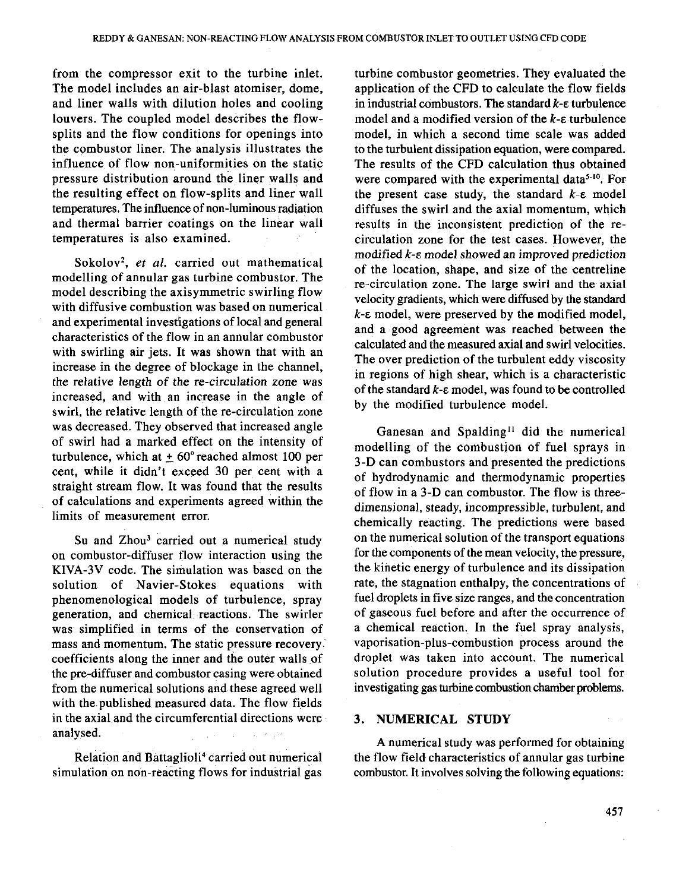from the compressor exit to the turbine inlet. The model includes an air-blast atomiser, dome, and liner walls with dilution holes and cooling louvers. The coupled model describes the flow-splits and the flow conditions for openings into the combustor liner. The analysis illustrates the influence of flow non-uniformities on the static pressure distribution around the liner walls and the resulting effect on flow-splits and liner wall temperatures. The influence of non-luminous radiation and thermal barrier coatings on the linear wall temperatures is also examined.

Sokolov[2], *et al.* carried out mathematical modelling of annular gas turbine combustor. The model describing the axisymmetric swirling flow with diffusive combustion was based on numerical and experimental investigations of local and general characteristics of the flow in an annular combustor with swirling air jets. It was shown that with an increase in the degree of blockage in the channel, the relative length of the re-circulation zone was increased, and with an increase in the angle of swirl, the relative length of the re-circulation zone was decreased. They observed that increased angle of swirl had a marked effect on the intensity of turbulence, which at $\pm$ 60° reached almost 100 per cent, while it didn't exceed 30 per cent with a straight stream flow. It was found that the results of calculations and experiments agreed within the limits of measurement error.

Su and Zhou[3] carried out a numerical study on combustor-diffuser flow interaction using the KIVA-3V code. The simulation was based on the solution of Navier-Stokes equations with phenomenological models of turbulence, spray generation, and chemical reactions. The swirler was simplified in terms of the conservation of mass and momentum. The static pressure recovery coefficients along the inner and the outer walls of the pre-diffuser and combustor casing were obtained from the numerical solutions and these agreed well with the published measured data. The flow fields in the axial and the circumferential directions were analysed.

Relation and Battaglioli[4] carried out numerical simulation on non-reacting flows for industrial gas turbine combustor geometries. They evaluated the application of the CFD to calculate the flow fields in industrial combustors. The standard $k$-$\varepsilon$ turbulence model and a modified version of the $k$-$\varepsilon$ turbulence model, in which a second time scale was added to the turbulent dissipation equation, were compared. The results of the CFD calculation thus obtained were compared with the experimental data[5-10]. For the present case study, the standard $k$-$\varepsilon$ model diffuses the swirl and the axial momentum, which results in the inconsistent prediction of the re-circulation zone for the test cases. However, the modified $k$-$\varepsilon$ model showed an improved prediction of the location, shape, and size of the centreline re-circulation zone. The large swirl and the axial velocity gradients, which were diffused by the standard $k$-$\varepsilon$ model, were preserved by the modified model, and a good agreement was reached between the calculated and the measured axial and swirl velocities. The over prediction of the turbulent eddy viscosity in regions of high shear, which is a characteristic of the standard $k$-$\varepsilon$ model, was found to be controlled by the modified turbulence model.

Ganesan and Spalding[11] did the numerical modelling of the combustion of fuel sprays in 3-D can combustors and presented the predictions of hydrodynamic and thermodynamic properties of flow in a 3-D can combustor. The flow is three-dimensional, steady, incompressible, turbulent, and chemically reacting. The predictions were based on the numerical solution of the transport equations for the components of the mean velocity, the pressure, the kinetic energy of turbulence and its dissipation rate, the stagnation enthalpy, the concentrations of fuel droplets in five size ranges, and the concentration of gaseous fuel before and after the occurrence of a chemical reaction. In the fuel spray analysis, vaporisation-plus-combustion process around the droplet was taken into account. The numerical solution procedure provides a useful tool for investigating gas turbine combustion chamber problems.

## 3. NUMERICAL STUDY

A numerical study was performed for obtaining the flow field characteristics of annular gas turbine combustor. It involves solving the following equations: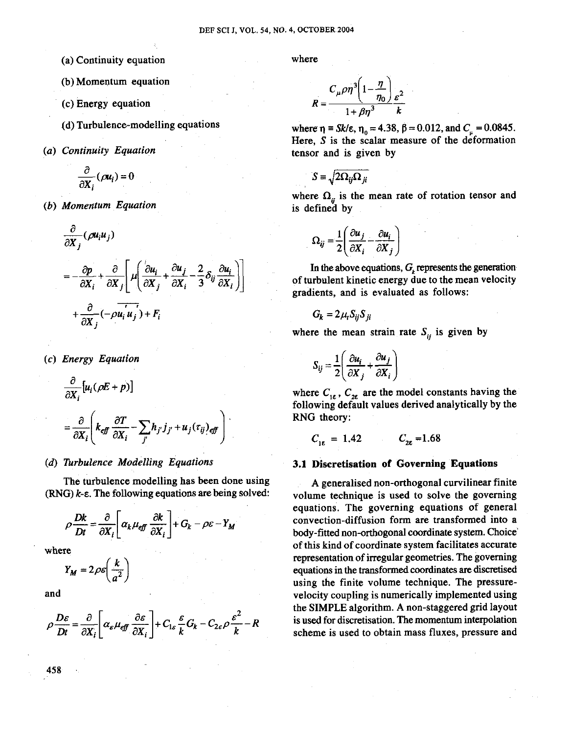(a) Continuity equation

(b) Momentum equation

(c) Energy equation

(d) Turbulence-modelling equations

*(a) Continuity Equation*

$$\frac{\partial}{\partial X_i}(\rho u_i) = 0$$

*(b) Momentum Equation*

$$\frac{\partial}{\partial X_j}(\rho u_i u_j)$$

$$= -\frac{\partial p}{\partial X_i} + \frac{\partial}{\partial X_j}\left[\mu\left(\frac{\partial u_i}{\partial X_j} + \frac{\partial u_j}{\partial X_i} - \frac{2}{3}\delta_{ij}\frac{\partial u_i}{\partial X_i}\right)\right]$$

$$+ \frac{\partial}{\partial X_j}(-\rho \overline{u_i' u_j'}) + F_i$$

*(c) Energy Equation*

$$\frac{\partial}{\partial X_i}[u_i(\rho E + p)]$$

$$= \frac{\partial}{\partial X_i}\left(k_{eff}\frac{\partial T}{\partial X_i} - \sum_{j'} h_{j'} j_{j'} + u_j(\tau_{ij})_{eff}\right)$$

*(d) Turbulence Modelling Equations*

The turbulence modelling has been done using (RNG) $k$-$\varepsilon$. The following equations are being solved:

$$\rho\frac{Dk}{Dt} = \frac{\partial}{\partial X_i}\left[\alpha_k \mu_{eff}\frac{\partial k}{\partial X_i}\right] + G_k - \rho\varepsilon - Y_M$$

where

$$Y_M = 2\rho\varepsilon\left(\frac{k}{a^2}\right)$$

and

$$\rho\frac{D\varepsilon}{Dt} = \frac{\partial}{\partial X_i}\left[\alpha_\varepsilon \mu_{eff}\frac{\partial \varepsilon}{\partial X_i}\right] + C_{1\varepsilon}\frac{\varepsilon}{k}G_k - C_{2\varepsilon}\rho\frac{\varepsilon^2}{k} - R$$

where

$$R = \frac{C_\mu \rho \eta^3\left(1 - \frac{\eta}{\eta_0}\right)}{1 + \beta\eta^3}\frac{\varepsilon^2}{k}$$

where $\eta \equiv Sk/\varepsilon$, $\eta_0 = 4.38$, $\beta = 0.012$, and $C_\mu = 0.0845$. Here, $S$ is the scalar measure of the deformation tensor and is given by

$$S \equiv \sqrt{2\Omega_{ij}\Omega_{ji}}$$

where $\Omega_{ij}$ is the mean rate of rotation tensor and is defined by

$$\Omega_{ij} = \frac{1}{2}\left(\frac{\partial u_j}{\partial X_i} - \frac{\partial u_i}{\partial X_j}\right)$$

In the above equations, $G_k$ represents the generation of turbulent kinetic energy due to the mean velocity gradients, and is evaluated as follows:

$$G_k = 2\mu_t S_{ij} S_{ji}$$

where the mean strain rate $S_{ij}$ is given by

$$S_{ij} = \frac{1}{2}\left(\frac{\partial u_i}{\partial X_j} + \frac{\partial u_j}{\partial X_i}\right)$$

where $C_{1\varepsilon}$, $C_{2\varepsilon}$ are the model constants having the following default values derived analytically by the RNG theory:

$$C_{1\varepsilon} = 1.42 \qquad C_{2\varepsilon} = 1.68$$

### 3.1 Discretisation of Governing Equations

A generalised non-orthogonal curvilinear finite volume technique is used to solve the governing equations. The governing equations of general convection-diffusion form are transformed into a body-fitted non-orthogonal coordinate system. Choice of this kind of coordinate system facilitates accurate representation of irregular geometries. The governing equations in the transformed coordinates are discretised using the finite volume technique. The pressure-velocity coupling is numerically implemented using the SIMPLE algorithm. A non-staggered grid layout is used for discretisation. The momentum interpolation scheme is used to obtain mass fluxes, pressure and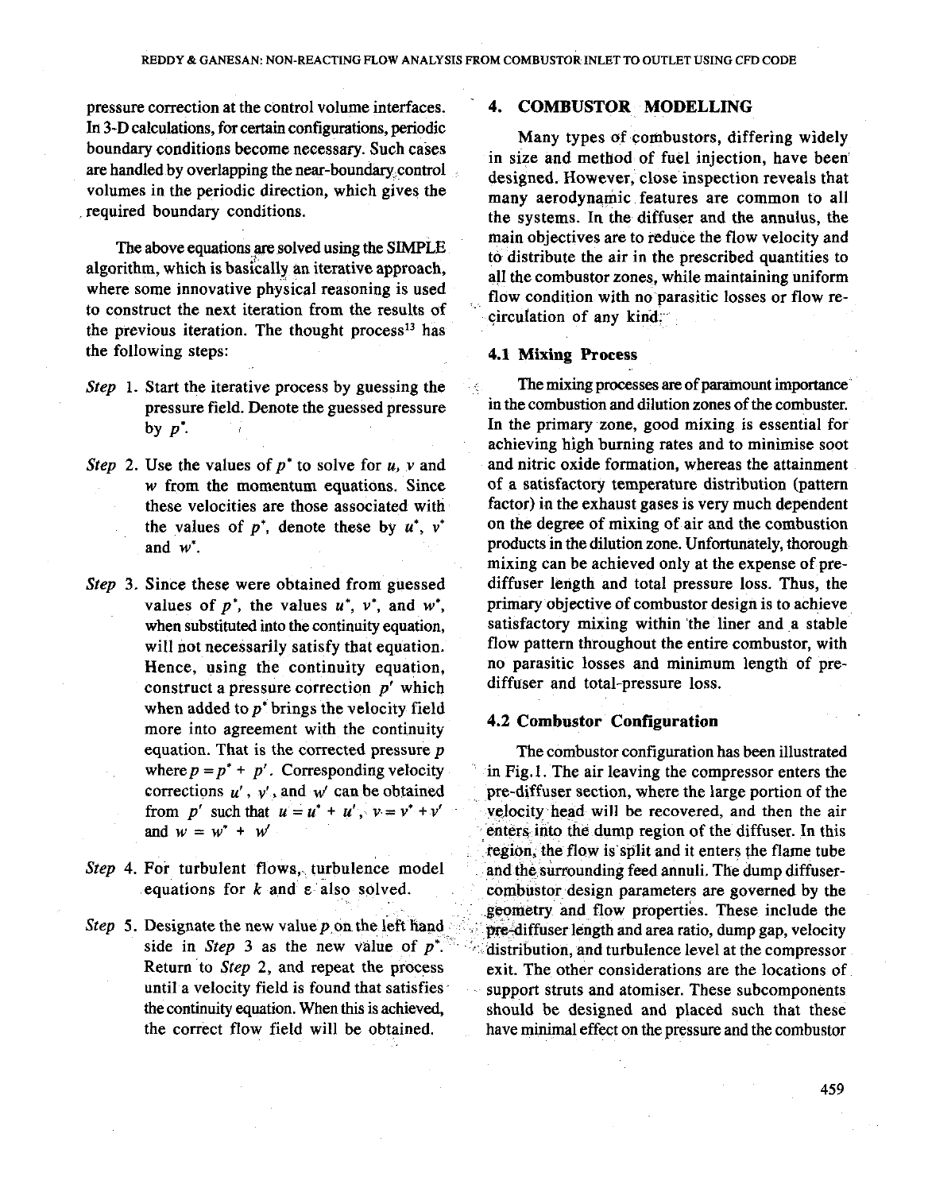pressure correction at the control volume interfaces. In 3-D calculations, for certain configurations, periodic boundary conditions become necessary. Such cases are handled by overlapping the near-boundary control volumes in the periodic direction, which gives the required boundary conditions.

The above equations are solved using the SIMPLE algorithm, which is basically an iterative approach, where some innovative physical reasoning is used to construct the next iteration from the results of the previous iteration. The thought process[13] has the following steps:

*Step* 1. Start the iterative process by guessing the pressure field. Denote the guessed pressure by $p^*$.

*Step* 2. Use the values of $p^*$ to solve for $u$, $v$ and $w$ from the momentum equations. Since these velocities are those associated with the values of $p^*$, denote these by $u^*$, $v^*$ and $w^*$.

*Step* 3. Since these were obtained from guessed values of $p^*$, the values $u^*$, $v^*$, and $w^*$, when substituted into the continuity equation, will not necessarily satisfy that equation. Hence, using the continuity equation, construct a pressure correction $p'$ which when added to $p^*$ brings the velocity field more into agreement with the continuity equation. That is the corrected pressure $p$ where $p = p^* + p'$. Corresponding velocity corrections $u'$, $v'$, and $w'$ can be obtained from $p'$ such that $u = u^* + u'$, $v = v^* + v'$ and $w = w^* + w'$

*Step* 4. For turbulent flows, turbulence model equations for $k$ and $\varepsilon$ also solved.

*Step* 5. Designate the new value $p$ on the left hand side in *Step* 3 as the new value of $p^*$. Return to *Step* 2, and repeat the process until a velocity field is found that satisfies the continuity equation. When this is achieved, the correct flow field will be obtained.

## 4. COMBUSTOR MODELLING

Many types of combustors, differing widely in size and method of fuel injection, have been designed. However, close inspection reveals that many aerodynamic features are common to all the systems. In the diffuser and the annulus, the main objectives are to reduce the flow velocity and to distribute the air in the prescribed quantities to all the combustor zones, while maintaining uniform flow condition with no parasitic losses or flow recirculation of any kind.

### 4.1 Mixing Process

The mixing processes are of paramount importance in the combustion and dilution zones of the combuster. In the primary zone, good mixing is essential for achieving high burning rates and to minimise soot and nitric oxide formation, whereas the attainment of a satisfactory temperature distribution (pattern factor) in the exhaust gases is very much dependent on the degree of mixing of air and the combustion products in the dilution zone. Unfortunately, thorough mixing can be achieved only at the expense of pre-diffuser length and total pressure loss. Thus, the primary objective of combustor design is to achieve satisfactory mixing within the liner and a stable flow pattern throughout the entire combustor, with no parasitic losses and minimum length of pre-diffuser and total-pressure loss.

### 4.2 Combustor Configuration

The combustor configuration has been illustrated in Fig.1. The air leaving the compressor enters the pre-diffuser section, where the large portion of the velocity head will be recovered, and then the air enters into the dump region of the diffuser. In this region, the flow is split and it enters the flame tube and the surrounding feed annuli. The dump diffuser-combustor design parameters are governed by the geometry and flow properties. These include the pre-diffuser length and area ratio, dump gap, velocity distribution, and turbulence level at the compressor exit. The other considerations are the locations of support struts and atomiser. These subcomponents should be designed and placed such that these have minimal effect on the pressure and the combustor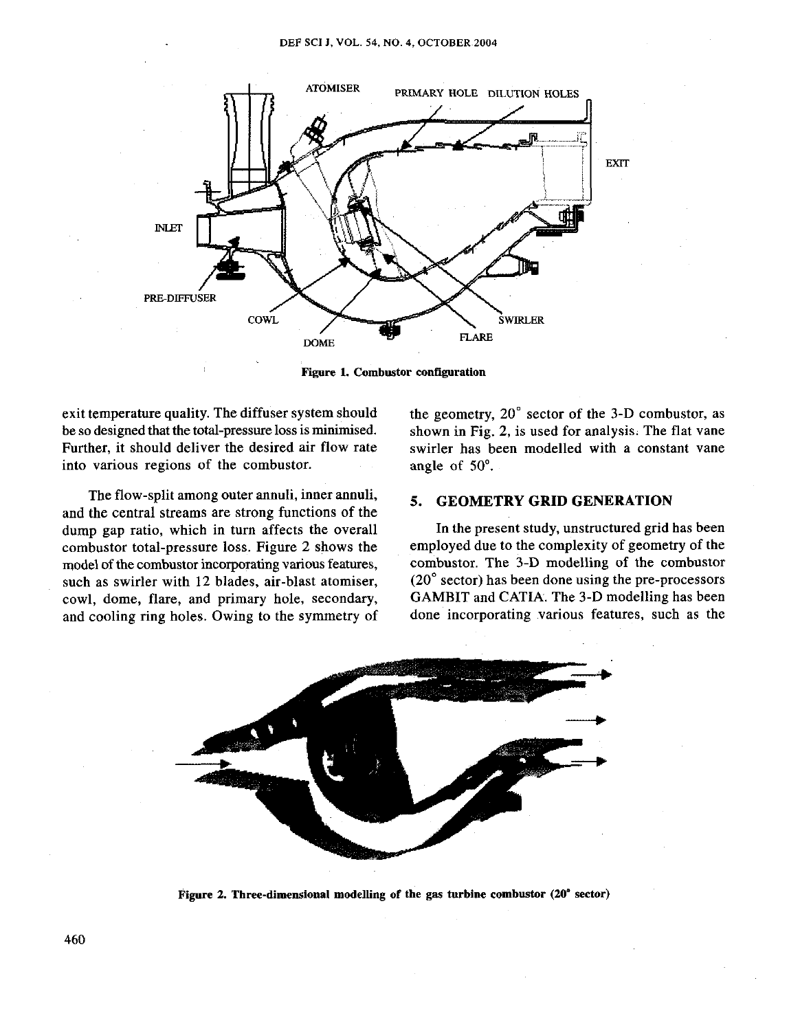Figure 1. Combustor configuration

exit temperature quality. The diffuser system should be so designed that the total-pressure loss is minimised. Further, it should deliver the desired air flow rate into various regions of the combustor.

The flow-split among outer annuli, inner annuli, and the central streams are strong functions of the dump gap ratio, which in turn affects the overall combustor total-pressure loss. Figure 2 shows the model of the combustor incorporating various features, such as swirler with 12 blades, air-blast atomiser, cowl, dome, flare, and primary hole, secondary, and cooling ring holes. Owing to the symmetry of the geometry, $20°$ sector of the 3-D combustor, as shown in Fig. 2, is used for analysis. The flat vane swirler has been modelled with a constant vane angle of $50°$.

## 5. GEOMETRY GRID GENERATION

In the present study, unstructured grid has been employed due to the complexity of geometry of the combustor. The 3-D modelling of the combustor ($20°$ sector) has been done using the pre-processors GAMBIT and CATIA. The 3-D modelling has been done incorporating various features, such as the

Figure 2. Three-dimensional modelling of the gas turbine combustor ($20°$ sector)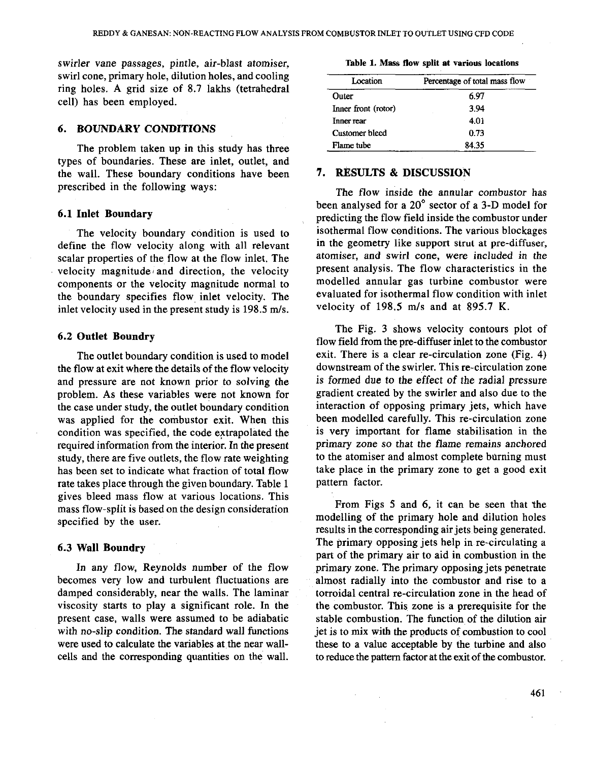swirler vane passages, pintle, air-blast atomiser, swirl cone, primary hole, dilution holes, and cooling ring holes. A grid size of 8.7 lakhs (tetrahedral cell) has been employed.

## 6. BOUNDARY CONDITIONS

The problem taken up in this study has three types of boundaries. These are inlet, outlet, and the wall. These boundary conditions have been prescribed in the following ways:

### 6.1 Inlet Boundary

The velocity boundary condition is used to define the flow velocity along with all relevant scalar properties of the flow at the flow inlet. The velocity magnitude and direction, the velocity components or the velocity magnitude normal to the boundary specifies flow inlet velocity. The inlet velocity used in the present study is 198.5 m/s.

### 6.2 Outlet Boundry

The outlet boundary condition is used to model the flow at exit where the details of the flow velocity and pressure are not known prior to solving the problem. As these variables were not known for the case under study, the outlet boundary condition was applied for the combustor exit. When this condition was specified, the code extrapolated the required information from the interior. In the present study, there are five outlets, the flow rate weighting has been set to indicate what fraction of total flow rate takes place through the given boundary. Table 1 gives bleed mass flow at various locations. This mass flow-split is based on the design consideration specified by the user.

### 6.3 Wall Boundry

In any flow, Reynolds number of the flow becomes very low and turbulent fluctuations are damped considerably, near the walls. The laminar viscosity starts to play a significant role. In the present case, walls were assumed to be adiabatic with no-slip condition. The standard wall functions were used to calculate the variables at the near wall-cells and the corresponding quantities on the wall.

**Table 1. Mass flow split at various locations**

| Location | Percentage of total mass flow |
|---|---|
| Outer | 6.97 |
| Inner front (rotor) | 3.94 |
| Inner rear | 4.01 |
| Customer bleed | 0.73 |
| Flame tube | 84.35 |

## 7. RESULTS & DISCUSSION

The flow inside the annular combustor has been analysed for a 20° sector of a 3-D model for predicting the flow field inside the combustor under isothermal flow conditions. The various blockages in the geometry like support strut at pre-diffuser, atomiser, and swirl cone, were included in the present analysis. The flow characteristics in the modelled annular gas turbine combustor were evaluated for isothermal flow condition with inlet velocity of 198.5 m/s and at 895.7 K.

The Fig. 3 shows velocity contours plot of flow field from the pre-diffuser inlet to the combustor exit. There is a clear re-circulation zone (Fig. 4) downstream of the swirler. This re-circulation zone is formed due to the effect of the radial pressure gradient created by the swirler and also due to the interaction of opposing primary jets, which have been modelled carefully. This re-circulation zone is very important for flame stabilisation in the primary zone so that the flame remains anchored to the atomiser and almost complete burning must take place in the primary zone to get a good exit pattern factor.

From Figs 5 and 6, it can be seen that the modelling of the primary hole and dilution holes results in the corresponding air jets being generated. The primary opposing jets help in re-circulating a part of the primary air to aid in combustion in the primary zone. The primary opposing jets penetrate almost radially into the combustor and rise to a torroidal central re-circulation zone in the head of the combustor. This zone is a prerequisite for the stable combustion. The function of the dilution air jet is to mix with the products of combustion to cool these to a value acceptable by the turbine and also to reduce the pattern factor at the exit of the combustor.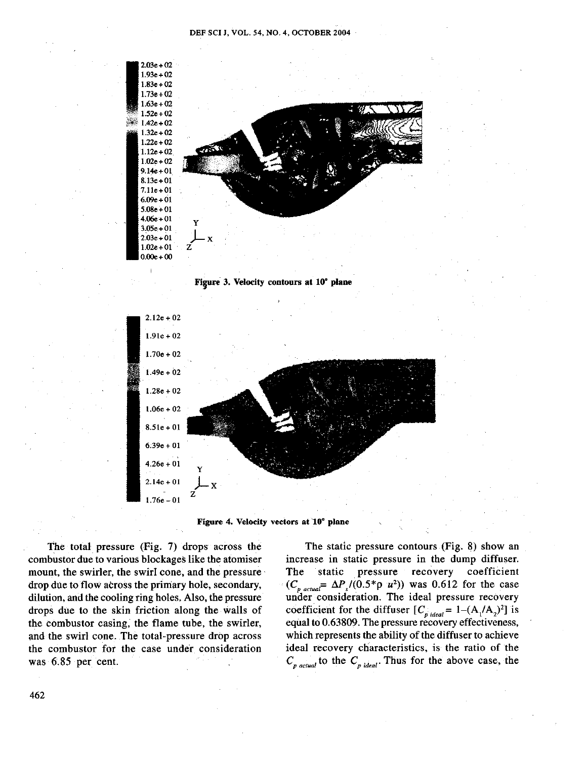Figure 3. Velocity contours at 10° plane

Figure 4. Velocity vectors at 10° plane

The total pressure (Fig. 7) drops across the combustor due to various blockages like the atomiser mount, the swirler, the swirl cone, and the pressure drop due to flow across the primary hole, secondary, dilution, and the cooling ring holes. Also, the pressure drops due to the skin friction along the walls of the combustor casing, the flame tube, the swirler, and the swirl cone. The total-pressure drop across the combustor for the case under consideration was 6.85 per cent.

The static pressure contours (Fig. 8) show an increase in static pressure in the dump diffuser. The static pressure recovery coefficient ($C_{p\ actual} = \Delta P_s/(0.5*\rho\ u^2)$) was 0.612 for the case under consideration. The ideal pressure recovery coefficient for the diffuser [$C_{p\ ideal} = 1-(A_1/A_2)^2$] is equal to 0.63809. The pressure recovery effectiveness, which represents the ability of the diffuser to achieve ideal recovery characteristics, is the ratio of the $C_{p\ actual}$ to the $C_{p\ ideal}$. Thus for the above case, the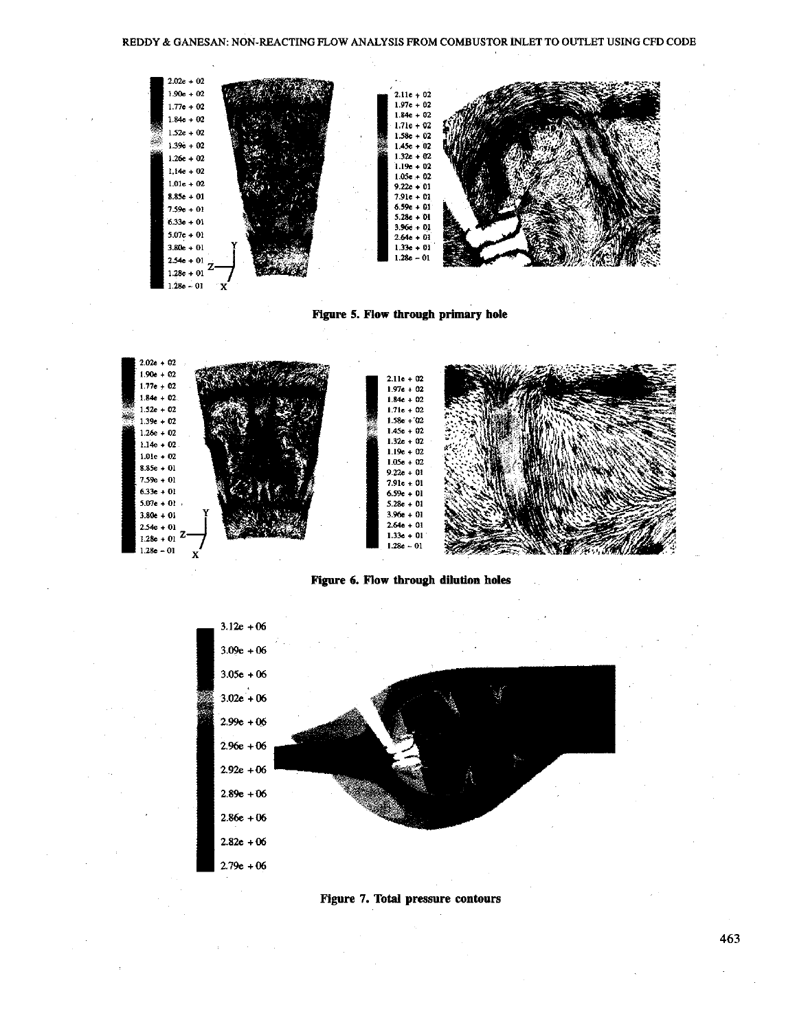**Figure 5. Flow through primary hole**

**Figure 6. Flow through dilution holes**

**Figure 7. Total pressure contours**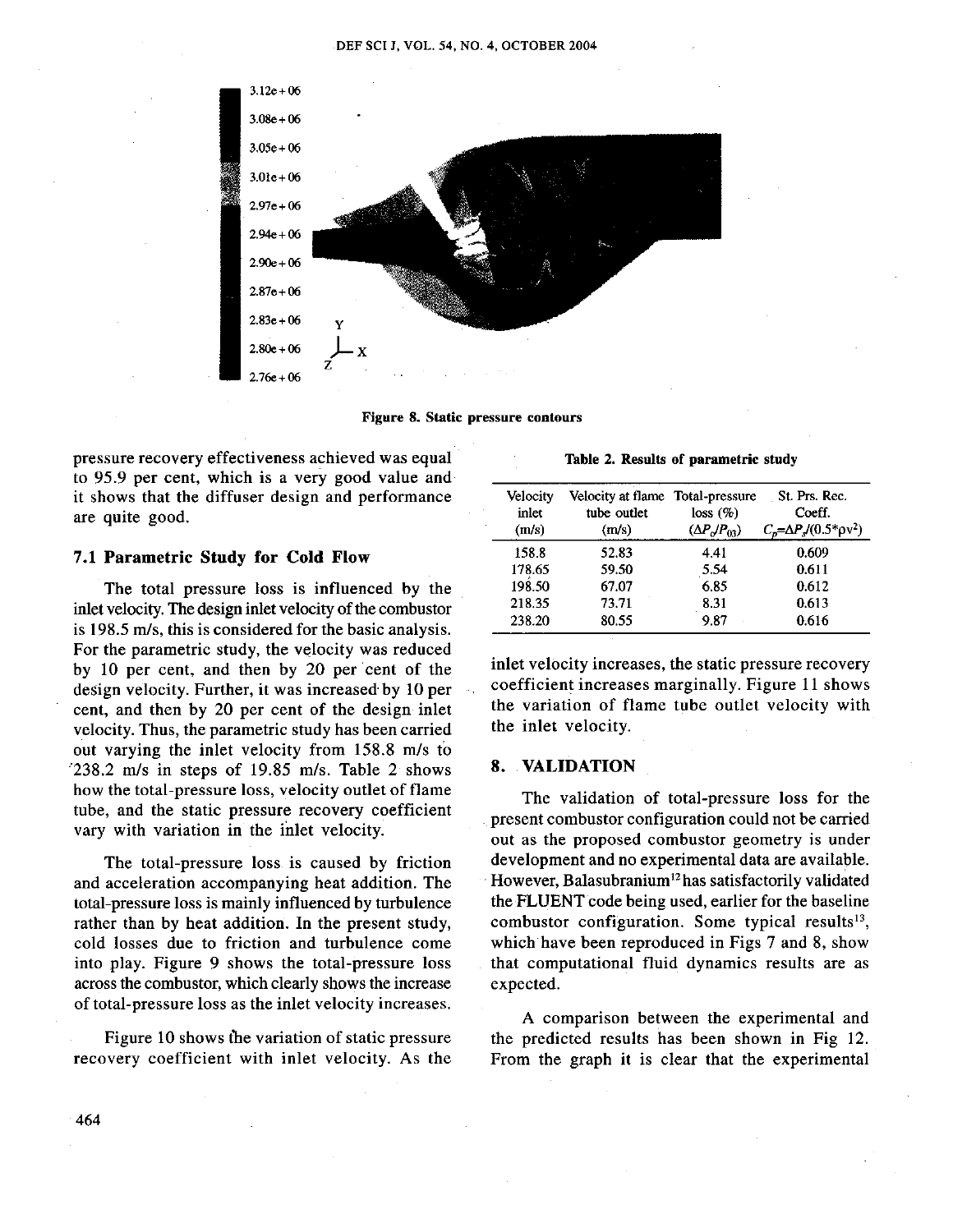Figure 8. Static pressure contours

pressure recovery effectiveness achieved was equal to 95.9 per cent, which is a very good value and it shows that the diffuser design and performance are quite good.

### 7.1 Parametric Study for Cold Flow

The total pressure loss is influenced by the inlet velocity. The design inlet velocity of the combustor is 198.5 m/s, this is considered for the basic analysis. For the parametric study, the velocity was reduced by 10 per cent, and then by 20 per cent of the design velocity. Further, it was increased by 10 per cent, and then by 20 per cent of the design inlet velocity. Thus, the parametric study has been carried out varying the inlet velocity from 158.8 m/s to 238.2 m/s in steps of 19.85 m/s. Table 2 shows how the total-pressure loss, velocity outlet of flame tube, and the static pressure recovery coefficient vary with variation in the inlet velocity.

The total-pressure loss is caused by friction and acceleration accompanying heat addition. The total-pressure loss is mainly influenced by turbulence rather than by heat addition. In the present study, cold losses due to friction and turbulence come into play. Figure 9 shows the total-pressure loss across the combustor, which clearly shows the increase of total-pressure loss as the inlet velocity increases.

Figure 10 shows the variation of static pressure recovery coefficient with inlet velocity. As the inlet velocity increases, the static pressure recovery coefficient increases marginally. Figure 11 shows the variation of flame tube outlet velocity with the inlet velocity.

Table 2. Results of parametric study

| Velocity inlet (m/s) | Velocity at flame tube outlet (m/s) | Total-pressure loss (%) ($\Delta P_c/P_{03}$) | St. Prs. Rec. Coeff. $C_p$=$\Delta P_s$/(0.5*$\rho v^2$) |
|---|---|---|---|
| 158.8 | 52.83 | 4.41 | 0.609 |
| 178.65 | 59.50 | 5.54 | 0.611 |
| 198.50 | 67.07 | 6.85 | 0.612 |
| 218.35 | 73.71 | 8.31 | 0.613 |
| 238.20 | 80.55 | 9.87 | 0.616 |

## 8. VALIDATION

The validation of total-pressure loss for the present combustor configuration could not be carried out as the proposed combustor geometry is under development and no experimental data are available. However, Balasubranium[12] has satisfactorily validated the FLUENT code being used, earlier for the baseline combustor configuration. Some typical results[13], which have been reproduced in Figs 7 and 8, show that computational fluid dynamics results are as expected.

A comparison between the experimental and the predicted results has been shown in Fig 12. From the graph it is clear that the experimental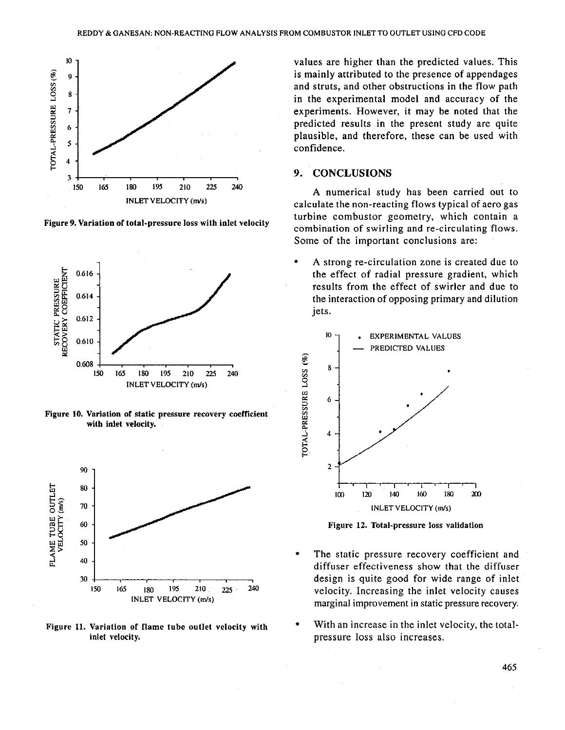Figure 9. Variation of total-pressure loss with inlet velocity

Figure 10. Variation of static pressure recovery coefficient with inlet velocity.

Figure 11. Variation of flame tube outlet velocity with inlet velocity.

values are higher than the predicted values. This is mainly attributed to the presence of appendages and struts, and other obstructions in the flow path in the experimental model and accuracy of the experiments. However, it may be noted that the predicted results in the present study are quite plausible, and therefore, these can be used with confidence.

## 9. CONCLUSIONS

A numerical study has been carried out to calculate the non-reacting flows typical of aero gas turbine combustor geometry, which contain a combination of swirling and re-circulating flows. Some of the important conclusions are:

- A strong re-circulation zone is created due to the effect of radial pressure gradient, which results from the effect of swirler and due to the interaction of opposing primary and dilution jets.

Figure 12. Total-pressure loss validation

- The static pressure recovery coefficient and diffuser effectiveness show that the diffuser design is quite good for wide range of inlet velocity. Increasing the inlet velocity causes marginal improvement in static pressure recovery.
- With an increase in the inlet velocity, the total-pressure loss also increases.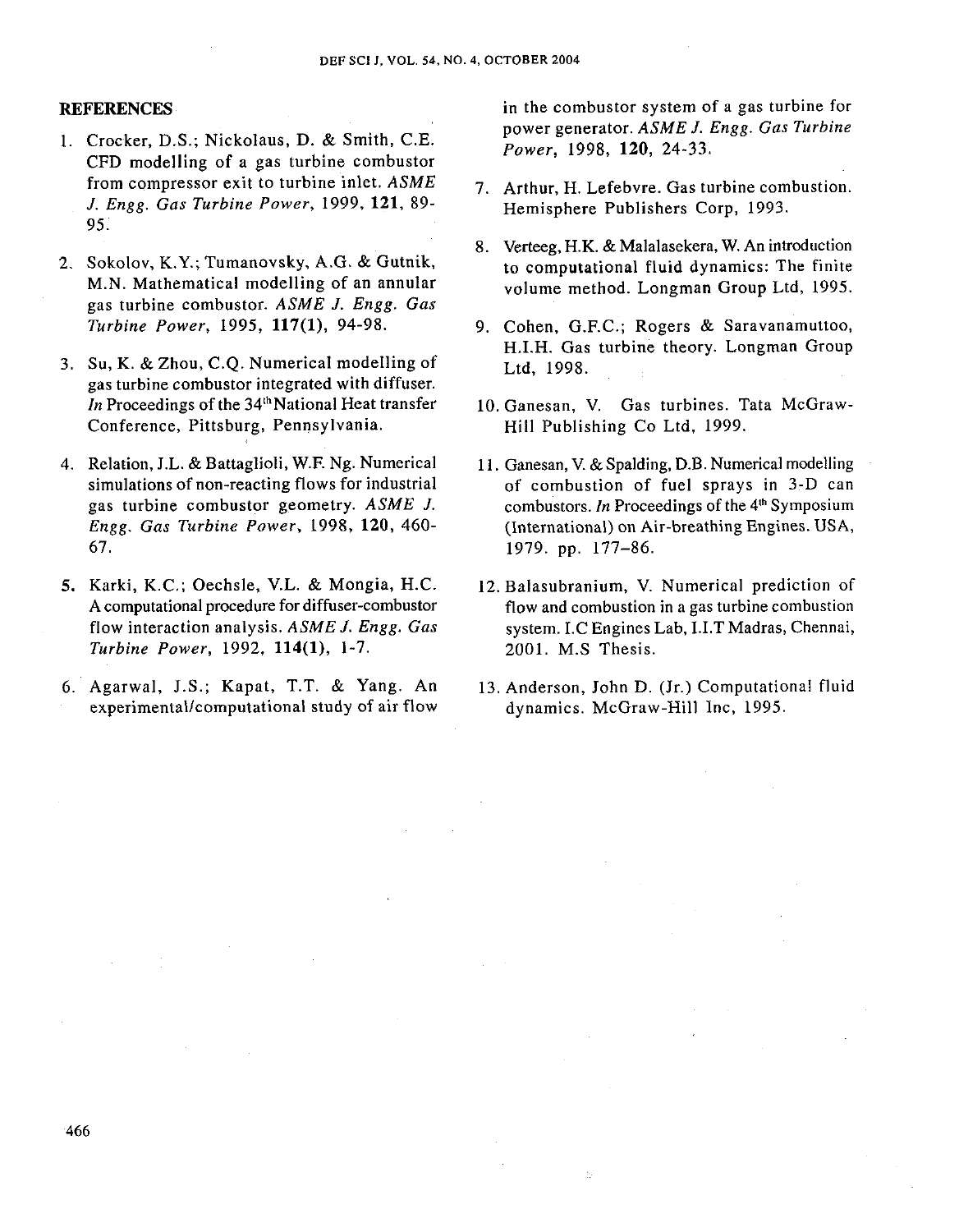## REFERENCES

1. Crocker, D.S.; Nickolaus, D. & Smith, C.E. CFD modelling of a gas turbine combustor from compressor exit to turbine inlet. *ASME J. Engg. Gas Turbine Power*, 1999, **121**, 89-95.

2. Sokolov, K.Y.; Tumanovsky, A.G. & Gutnik, M.N. Mathematical modelling of an annular gas turbine combustor. *ASME J. Engg. Gas Turbine Power*, 1995, **117(1)**, 94-98.

3. Su, K. & Zhou, C.Q. Numerical modelling of gas turbine combustor integrated with diffuser. *In* Proceedings of the 34th National Heat transfer Conference, Pittsburg, Pennsylvania.

4. Relation, J.L. & Battaglioli, W.F. Ng. Numerical simulations of non-reacting flows for industrial gas turbine combustor geometry. *ASME J. Engg. Gas Turbine Power*, 1998, **120**, 460-67.

5. Karki, K.C.; Oechsle, V.L. & Mongia, H.C. A computational procedure for diffuser-combustor flow interaction analysis. *ASME J. Engg. Gas Turbine Power*, 1992, **114(1)**, 1-7.

6. Agarwal, J.S.; Kapat, T.T. & Yang. An experimental/computational study of air flow in the combustor system of a gas turbine for power generator. *ASME J. Engg. Gas Turbine Power*, 1998, **120**, 24-33.

7. Arthur, H. Lefebvre. Gas turbine combustion. Hemisphere Publishers Corp, 1993.

8. Verteeg, H.K. & Malalasekera, W. An introduction to computational fluid dynamics: The finite volume method. Longman Group Ltd, 1995.

9. Cohen, G.F.C.; Rogers & Saravanamuttoo, H.I.H. Gas turbine theory. Longman Group Ltd, 1998.

10. Ganesan, V. Gas turbines. Tata McGraw-Hill Publishing Co Ltd, 1999.

11. Ganesan, V. & Spalding, D.B. Numerical modelling of combustion of fuel sprays in 3-D can combustors. *In* Proceedings of the 4th Symposium (International) on Air-breathing Engines. USA, 1979. pp. 177–86.

12. Balasubranium, V. Numerical prediction of flow and combustion in a gas turbine combustion system. I.C Engines Lab, I.I.T Madras, Chennai, 2001. M.S Thesis.

13. Anderson, John D. (Jr.) Computational fluid dynamics. McGraw-Hill Inc, 1995.